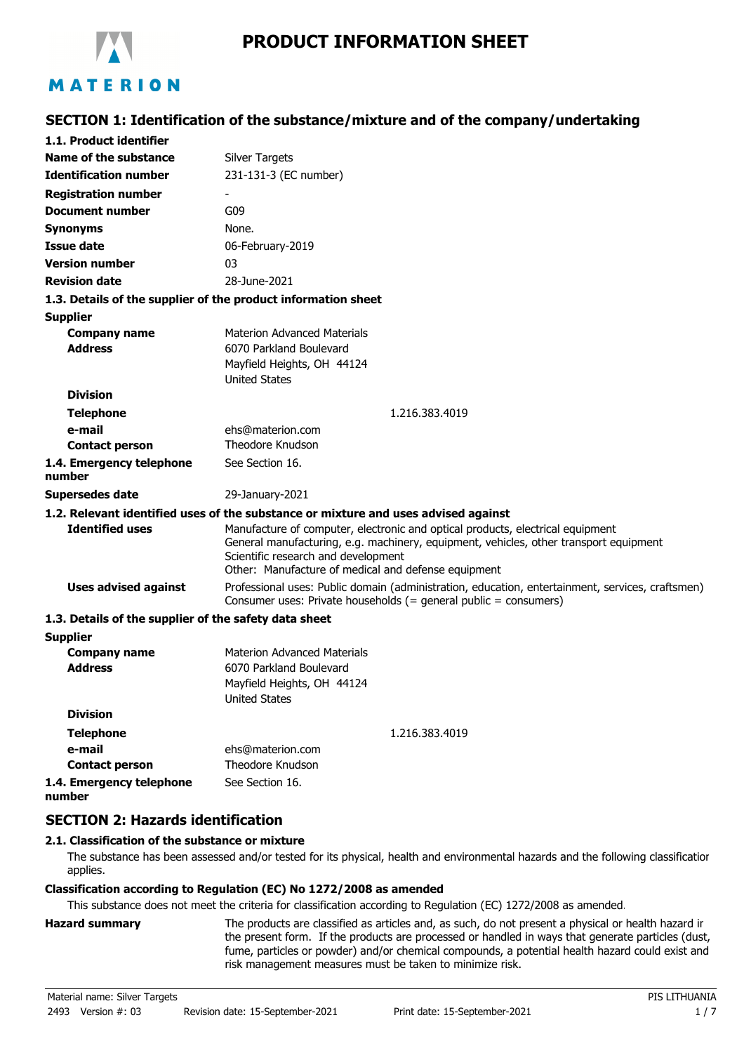MATERION

# PRODUCT INFORMATION SHEET

## SECTION 1: Identification of the substance/mixture and of the company/undertaking

### 1.1. Product identifier

| | |
|---|---|
| **Name of the substance** | Silver Targets |
| **Identification number** | 231-131-3 (EC number) |
| **Registration number** | - |
| **Document number** | G09 |
| **Synonyms** | None. |
| **Issue date** | 06-February-2019 |
| **Version number** | 03 |
| **Revision date** | 28-June-2021 |

### 1.3. Details of the supplier of the product information sheet

**Supplier**

| | |
|---|---|
| **Company name** | Materion Advanced Materials |
| **Address** | 6070 Parkland Boulevard<br>Mayfield Heights, OH 44124<br>United States |
| **Division** | |
| **Telephone** | 1.216.383.4019 |
| **e-mail** | ehs@materion.com |
| **Contact person** | Theodore Knudson |
| **1.4. Emergency telephone number** | See Section 16. |
| **Supersedes date** | 29-January-2021 |

### 1.2. Relevant identified uses of the substance or mixture and uses advised against

| | |
|---|---|
| **Identified uses** | Manufacture of computer, electronic and optical products, electrical equipment<br>General manufacturing, e.g. machinery, equipment, vehicles, other transport equipment<br>Scientific research and development<br>Other: Manufacture of medical and defense equipment |
| **Uses advised against** | Professional uses: Public domain (administration, education, entertainment, services, craftsmen)<br>Consumer uses: Private households (= general public = consumers) |

### 1.3. Details of the supplier of the safety data sheet

**Supplier**

| | |
|---|---|
| **Company name** | Materion Advanced Materials |
| **Address** | 6070 Parkland Boulevard<br>Mayfield Heights, OH 44124<br>United States |
| **Division** | |
| **Telephone** | 1.216.383.4019 |
| **e-mail** | ehs@materion.com |
| **Contact person** | Theodore Knudson |
| **1.4. Emergency telephone number** | See Section 16. |

## SECTION 2: Hazards identification

### 2.1. Classification of the substance or mixture

The substance has been assessed and/or tested for its physical, health and environmental hazards and the following classification applies.

**Classification according to Regulation (EC) No 1272/2008 as amended**

This substance does not meet the criteria for classification according to Regulation (EC) 1272/2008 as amended.

**Hazard summary**

The products are classified as articles and, as such, do not present a physical or health hazard in the present form. If the products are processed or handled in ways that generate particles (dust, fume, particles or powder) and/or chemical compounds, a potential health hazard could exist and risk management measures must be taken to minimize risk.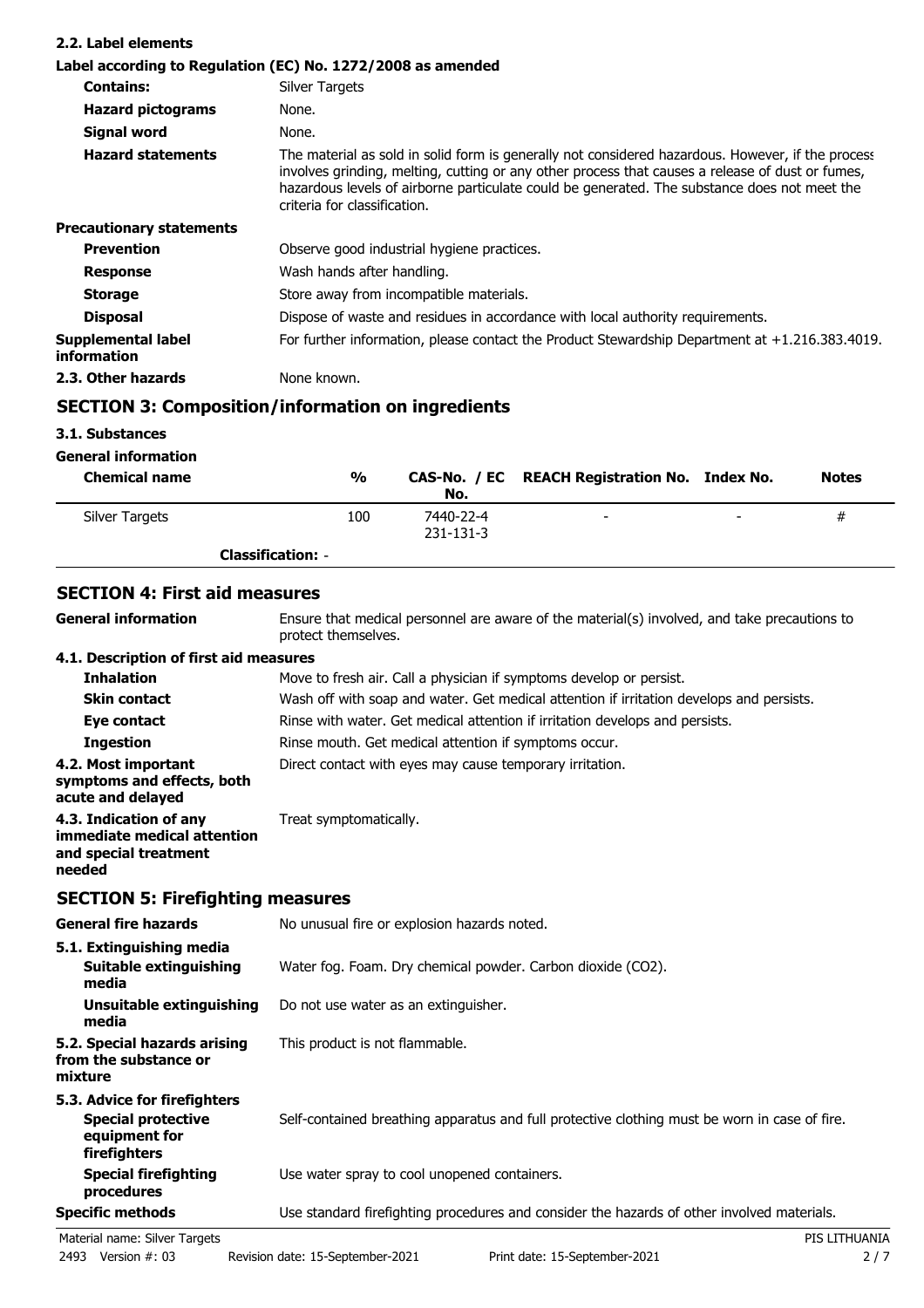### 2.2. Label elements

**Label according to Regulation (EC) No. 1272/2008 as amended**

| | |
|---|---|
| **Contains:** | Silver Targets |
| **Hazard pictograms** | None. |
| **Signal word** | None. |
| **Hazard statements** | The material as sold in solid form is generally not considered hazardous. However, if the process involves grinding, melting, cutting or any other process that causes a release of dust or fumes, hazardous levels of airborne particulate could be generated. The substance does not meet the criteria for classification. |

**Precautionary statements**

| | |
|---|---|
| **Prevention** | Observe good industrial hygiene practices. |
| **Response** | Wash hands after handling. |
| **Storage** | Store away from incompatible materials. |
| **Disposal** | Dispose of waste and residues in accordance with local authority requirements. |
| **Supplemental label information** | For further information, please contact the Product Stewardship Department at +1.216.383.4019. |
| **2.3. Other hazards** | None known. |

## SECTION 3: Composition/information on ingredients

### 3.1. Substances

**General information**

| Chemical name | % | CAS-No. / EC No. | REACH Registration No. | Index No. | Notes |
|---|---|---|---|---|---|
| Silver Targets | 100 | 7440-22-4<br>231-131-3 | - | - | # |
| **Classification:** - | | | | | |

## SECTION 4: First aid measures

| | |
|---|---|
| **General information** | Ensure that medical personnel are aware of the material(s) involved, and take precautions to protect themselves. |

**4.1. Description of first aid measures**

| | |
|---|---|
| **Inhalation** | Move to fresh air. Call a physician if symptoms develop or persist. |
| **Skin contact** | Wash off with soap and water. Get medical attention if irritation develops and persists. |
| **Eye contact** | Rinse with water. Get medical attention if irritation develops and persists. |
| **Ingestion** | Rinse mouth. Get medical attention if symptoms occur. |
| **4.2. Most important symptoms and effects, both acute and delayed** | Direct contact with eyes may cause temporary irritation. |
| **4.3. Indication of any immediate medical attention and special treatment needed** | Treat symptomatically. |

## SECTION 5: Firefighting measures

| | |
|---|---|
| **General fire hazards** | No unusual fire or explosion hazards noted. |

**5.1. Extinguishing media**

| | |
|---|---|
| **Suitable extinguishing media** | Water fog. Foam. Dry chemical powder. Carbon dioxide ($CO_2$). |
| **Unsuitable extinguishing media** | Do not use water as an extinguisher. |
| **5.2. Special hazards arising from the substance or mixture** | This product is not flammable. |

**5.3. Advice for firefighters**

| | |
|---|---|
| **Special protective equipment for firefighters** | Self-contained breathing apparatus and full protective clothing must be worn in case of fire. |
| **Special firefighting procedures** | Use water spray to cool unopened containers. |
| **Specific methods** | Use standard firefighting procedures and consider the hazards of other involved materials. |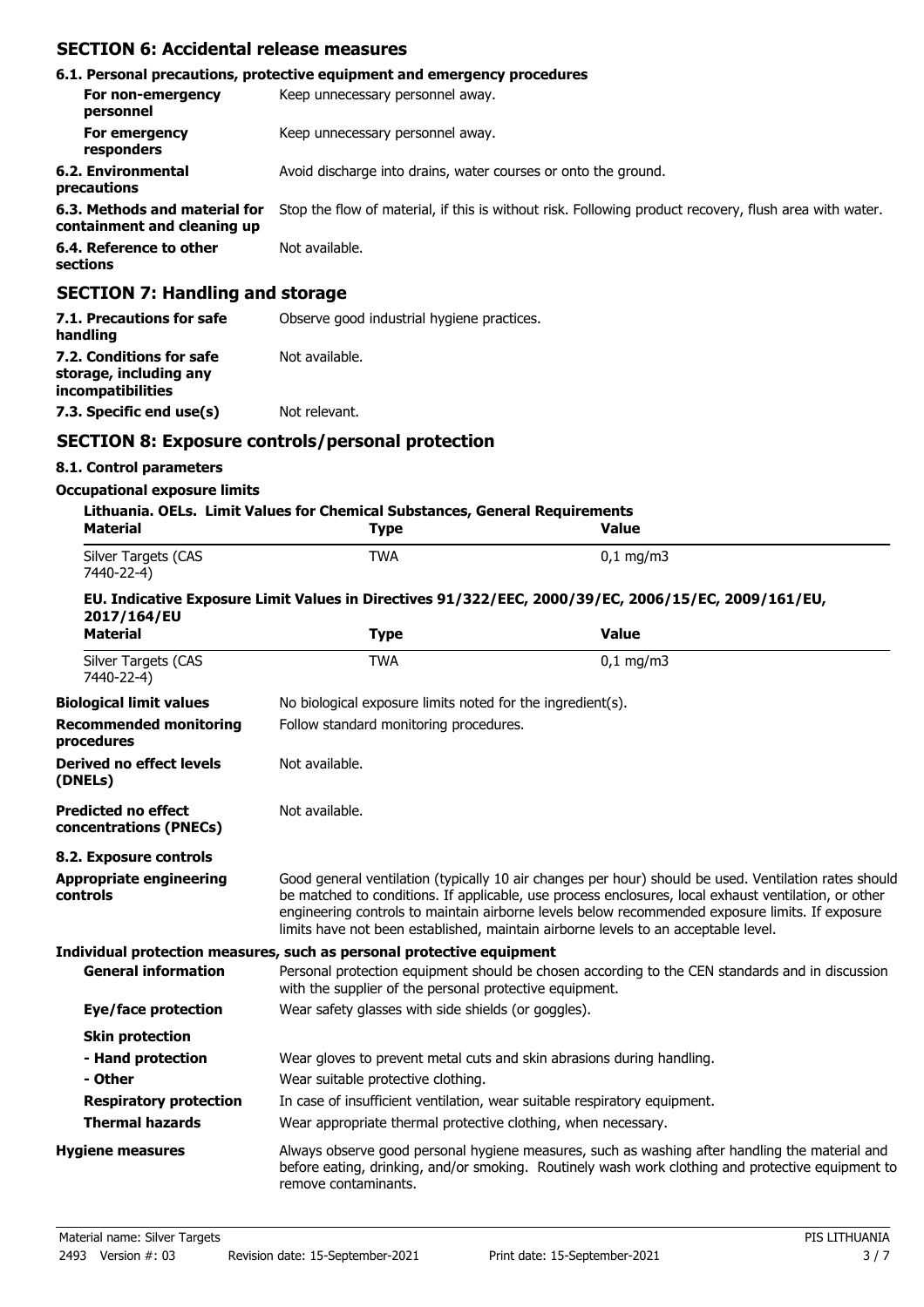## SECTION 6: Accidental release measures

### 6.1. Personal precautions, protective equipment and emergency procedures

**For non-emergency personnel** Keep unnecessary personnel away.

**For emergency responders** Keep unnecessary personnel away.

**6.2. Environmental precautions** Avoid discharge into drains, water courses or onto the ground.

**6.3. Methods and material for containment and cleaning up** Stop the flow of material, if this is without risk. Following product recovery, flush area with water.

**6.4. Reference to other sections** Not available.

## SECTION 7: Handling and storage

**7.1. Precautions for safe handling** Observe good industrial hygiene practices.

**7.2. Conditions for safe storage, including any incompatibilities** Not available.

**7.3. Specific end use(s)** Not relevant.

## SECTION 8: Exposure controls/personal protection

### 8.1. Control parameters

**Occupational exposure limits**

**Lithuania. OELs. Limit Values for Chemical Substances, General Requirements**

| Material | Type | Value |
|---|---|---|
| Silver Targets (CAS 7440-22-4) | TWA | 0,1 mg/m3 |

**EU. Indicative Exposure Limit Values in Directives 91/322/EEC, 2000/39/EC, 2006/15/EC, 2009/161/EU, 2017/164/EU**

| Material | Type | Value |
|---|---|---|
| Silver Targets (CAS 7440-22-4) | TWA | 0,1 mg/m3 |

**Biological limit values** No biological exposure limits noted for the ingredient(s).

**Recommended monitoring procedures** Follow standard monitoring procedures.

**Derived no effect levels (DNELs)** Not available.

**Predicted no effect concentrations (PNECs)** Not available.

### 8.2. Exposure controls

**Appropriate engineering controls** Good general ventilation (typically 10 air changes per hour) should be used. Ventilation rates should be matched to conditions. If applicable, use process enclosures, local exhaust ventilation, or other engineering controls to maintain airborne levels below recommended exposure limits. If exposure limits have not been established, maintain airborne levels to an acceptable level.

**Individual protection measures, such as personal protective equipment**

**General information** Personal protection equipment should be chosen according to the CEN standards and in discussion with the supplier of the personal protective equipment.

**Eye/face protection** Wear safety glasses with side shields (or goggles).

**Skin protection**

**- Hand protection** Wear gloves to prevent metal cuts and skin abrasions during handling.

**- Other** Wear suitable protective clothing.

**Respiratory protection** In case of insufficient ventilation, wear suitable respiratory equipment.

**Thermal hazards** Wear appropriate thermal protective clothing, when necessary.

**Hygiene measures** Always observe good personal hygiene measures, such as washing after handling the material and before eating, drinking, and/or smoking. Routinely wash work clothing and protective equipment to remove contaminants.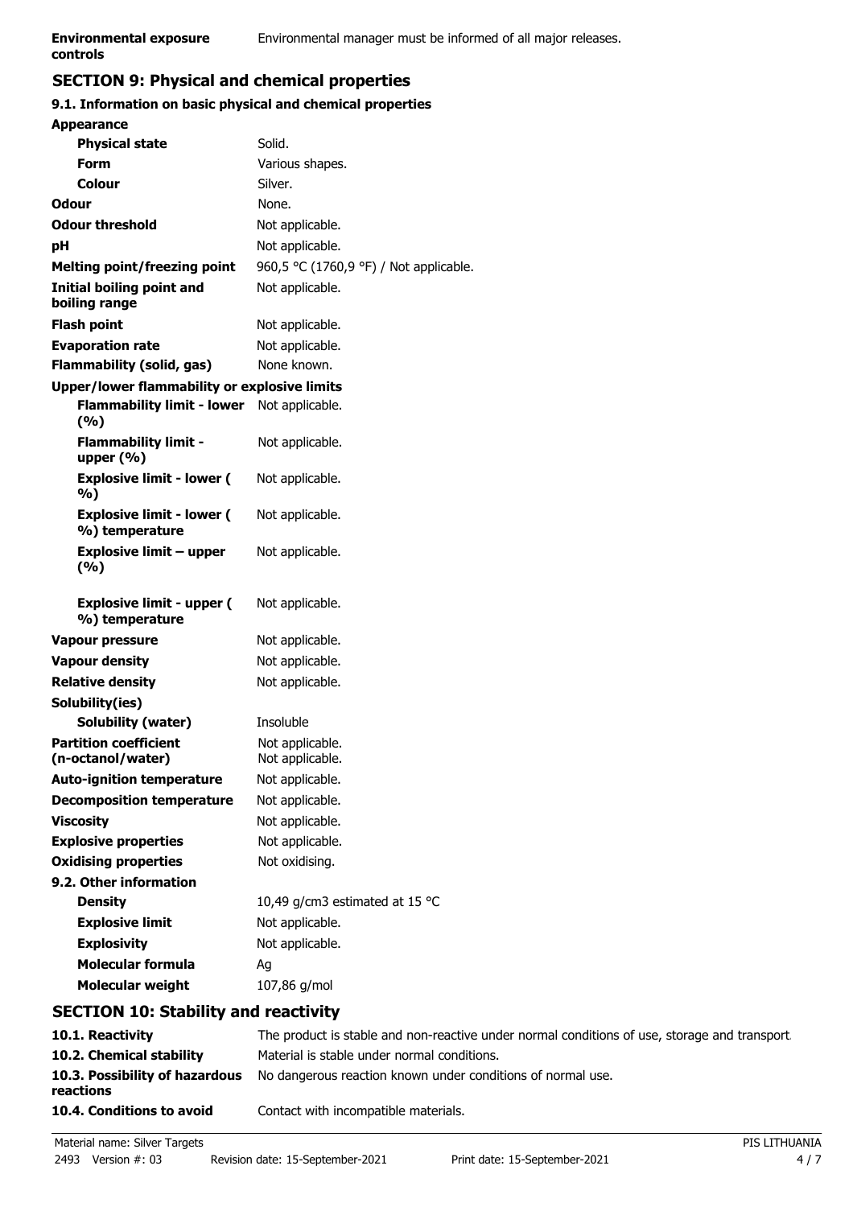| | |
|---|---|
| **Environmental exposure controls** | Environmental manager must be informed of all major releases. |

## SECTION 9: Physical and chemical properties

### 9.1. Information on basic physical and chemical properties

| | |
|---|---|
| **Appearance** | |
| **Physical state** | Solid. |
| **Form** | Various shapes. |
| **Colour** | Silver. |
| **Odour** | None. |
| **Odour threshold** | Not applicable. |
| **pH** | Not applicable. |
| **Melting point/freezing point** | 960,5 °C (1760,9 °F) / Not applicable. |
| **Initial boiling point and boiling range** | Not applicable. |
| **Flash point** | Not applicable. |
| **Evaporation rate** | Not applicable. |
| **Flammability (solid, gas)** | None known. |
| **Upper/lower flammability or explosive limits** | |
| **Flammability limit - lower (%)** | Not applicable. |
| **Flammability limit - upper (%)** | Not applicable. |
| **Explosive limit - lower ( %)** | Not applicable. |
| **Explosive limit - lower ( %) temperature** | Not applicable. |
| **Explosive limit – upper (%)** | Not applicable. |
| **Explosive limit - upper ( %) temperature** | Not applicable. |
| **Vapour pressure** | Not applicable. |
| **Vapour density** | Not applicable. |
| **Relative density** | Not applicable. |
| **Solubility(ies)** | |
| **Solubility (water)** | Insoluble |
| **Partition coefficient (n-octanol/water)** | Not applicable. Not applicable. |
| **Auto-ignition temperature** | Not applicable. |
| **Decomposition temperature** | Not applicable. |
| **Viscosity** | Not applicable. |
| **Explosive properties** | Not applicable. |
| **Oxidising properties** | Not oxidising. |
| **9.2. Other information** | |
| **Density** | 10,49 g/cm3 estimated at 15 °C |
| **Explosive limit** | Not applicable. |
| **Explosivity** | Not applicable. |
| **Molecular formula** | Ag |
| **Molecular weight** | 107,86 g/mol |

## SECTION 10: Stability and reactivity

| | |
|---|---|
| **10.1. Reactivity** | The product is stable and non-reactive under normal conditions of use, storage and transport. |
| **10.2. Chemical stability** | Material is stable under normal conditions. |
| **10.3. Possibility of hazardous reactions** | No dangerous reaction known under conditions of normal use. |
| **10.4. Conditions to avoid** | Contact with incompatible materials. |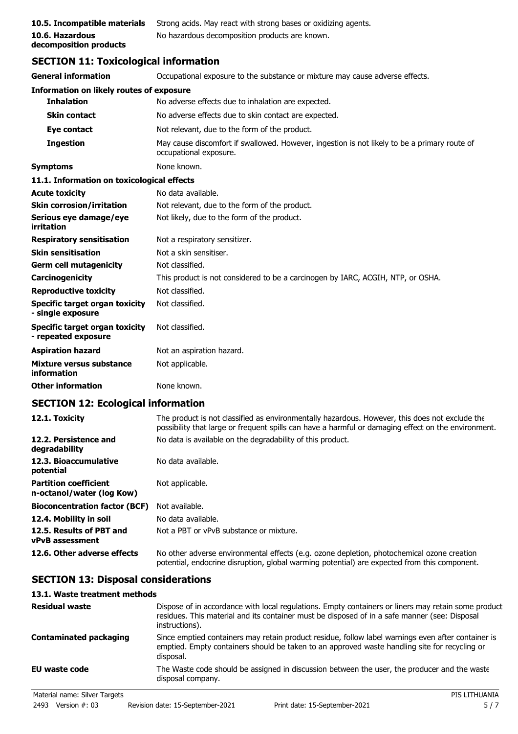| | |
|---|---|
| **10.5. Incompatible materials** | Strong acids. May react with strong bases or oxidizing agents. |
| **10.6. Hazardous decomposition products** | No hazardous decomposition products are known. |

## SECTION 11: Toxicological information

| | |
|---|---|
| **General information** | Occupational exposure to the substance or mixture may cause adverse effects. |

**Information on likely routes of exposure**

| | |
|---|---|
| **Inhalation** | No adverse effects due to inhalation are expected. |
| **Skin contact** | No adverse effects due to skin contact are expected. |
| **Eye contact** | Not relevant, due to the form of the product. |
| **Ingestion** | May cause discomfort if swallowed. However, ingestion is not likely to be a primary route of occupational exposure. |
| **Symptoms** | None known. |

**11.1. Information on toxicological effects**

| | |
|---|---|
| **Acute toxicity** | No data available. |
| **Skin corrosion/irritation** | Not relevant, due to the form of the product. |
| **Serious eye damage/eye irritation** | Not likely, due to the form of the product. |
| **Respiratory sensitisation** | Not a respiratory sensitizer. |
| **Skin sensitisation** | Not a skin sensitiser. |
| **Germ cell mutagenicity** | Not classified. |
| **Carcinogenicity** | This product is not considered to be a carcinogen by IARC, ACGIH, NTP, or OSHA. |
| **Reproductive toxicity** | Not classified. |
| **Specific target organ toxicity - single exposure** | Not classified. |
| **Specific target organ toxicity - repeated exposure** | Not classified. |
| **Aspiration hazard** | Not an aspiration hazard. |
| **Mixture versus substance information** | Not applicable. |
| **Other information** | None known. |

## SECTION 12: Ecological information

| | |
|---|---|
| **12.1. Toxicity** | The product is not classified as environmentally hazardous. However, this does not exclude the possibility that large or frequent spills can have a harmful or damaging effect on the environment. |
| **12.2. Persistence and degradability** | No data is available on the degradability of this product. |
| **12.3. Bioaccumulative potential** | No data available. |
| **Partition coefficient n-octanol/water (log Kow)** | Not applicable. |
| **Bioconcentration factor (BCF)** | Not available. |
| **12.4. Mobility in soil** | No data available. |
| **12.5. Results of PBT and vPvB assessment** | Not a PBT or vPvB substance or mixture. |
| **12.6. Other adverse effects** | No other adverse environmental effects (e.g. ozone depletion, photochemical ozone creation potential, endocrine disruption, global warming potential) are expected from this component. |

## SECTION 13: Disposal considerations

**13.1. Waste treatment methods**

| | |
|---|---|
| **Residual waste** | Dispose of in accordance with local regulations. Empty containers or liners may retain some product residues. This material and its container must be disposed of in a safe manner (see: Disposal instructions). |
| **Contaminated packaging** | Since emptied containers may retain product residue, follow label warnings even after container is emptied. Empty containers should be taken to an approved waste handling site for recycling or disposal. |
| **EU waste code** | The Waste code should be assigned in discussion between the user, the producer and the waste disposal company. |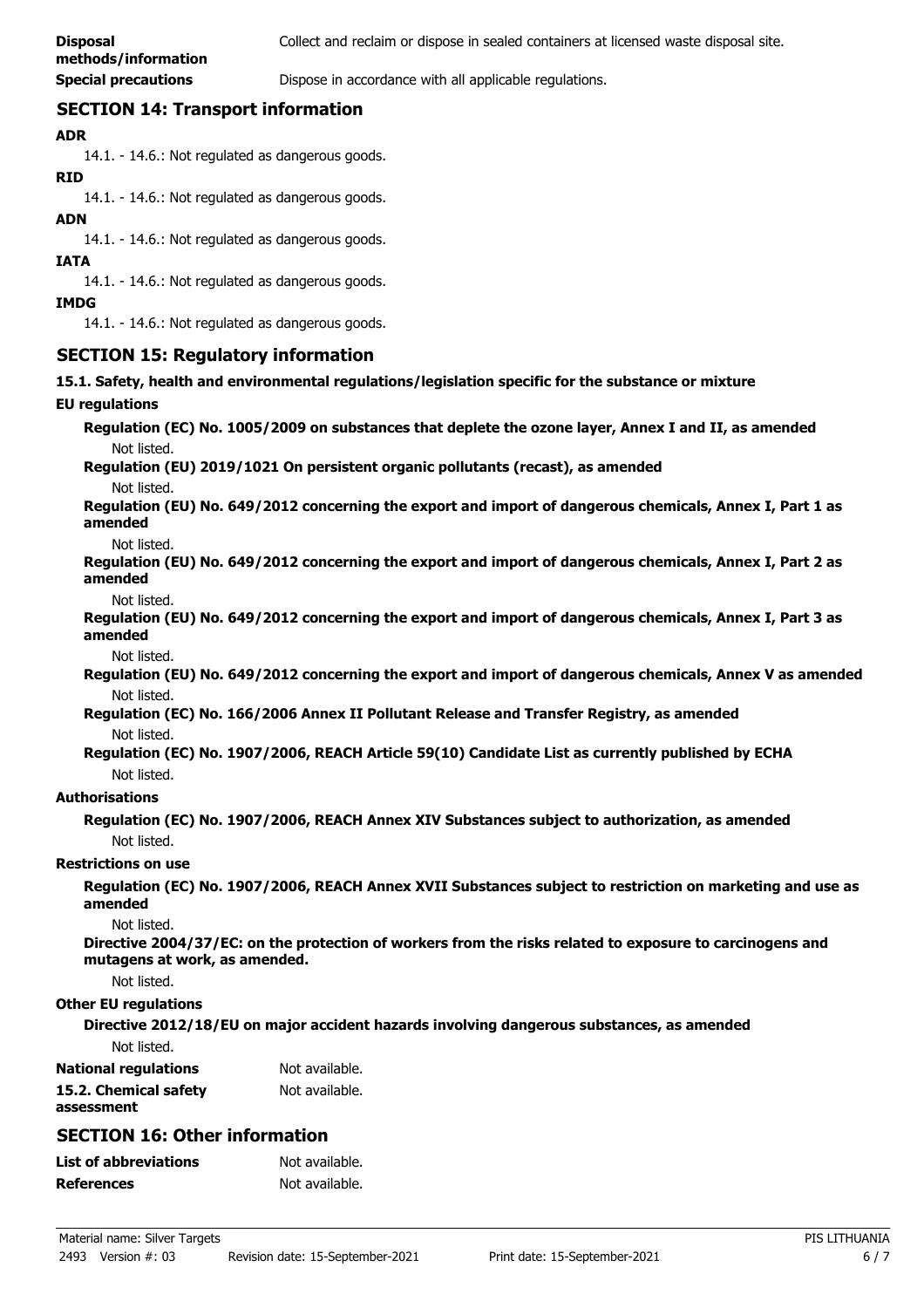| | |
|---|---|
| **Disposal methods/information** | Collect and reclaim or dispose in sealed containers at licensed waste disposal site. |
| **Special precautions** | Dispose in accordance with all applicable regulations. |

## SECTION 14: Transport information

**ADR**

14.1. - 14.6.: Not regulated as dangerous goods.

**RID**

14.1. - 14.6.: Not regulated as dangerous goods.

**ADN**

14.1. - 14.6.: Not regulated as dangerous goods.

**IATA**

14.1. - 14.6.: Not regulated as dangerous goods.

**IMDG**

14.1. - 14.6.: Not regulated as dangerous goods.

## SECTION 15: Regulatory information

**15.1. Safety, health and environmental regulations/legislation specific for the substance or mixture**

**EU regulations**

**Regulation (EC) No. 1005/2009 on substances that deplete the ozone layer, Annex I and II, as amended**

Not listed.

**Regulation (EU) 2019/1021 On persistent organic pollutants (recast), as amended**

Not listed.

**Regulation (EU) No. 649/2012 concerning the export and import of dangerous chemicals, Annex I, Part 1 as amended**

Not listed.

**Regulation (EU) No. 649/2012 concerning the export and import of dangerous chemicals, Annex I, Part 2 as amended**

Not listed.

**Regulation (EU) No. 649/2012 concerning the export and import of dangerous chemicals, Annex I, Part 3 as amended**

Not listed.

**Regulation (EU) No. 649/2012 concerning the export and import of dangerous chemicals, Annex V as amended**

Not listed.

**Regulation (EC) No. 166/2006 Annex II Pollutant Release and Transfer Registry, as amended**

Not listed.

**Regulation (EC) No. 1907/2006, REACH Article 59(10) Candidate List as currently published by ECHA**

Not listed.

**Authorisations**

**Regulation (EC) No. 1907/2006, REACH Annex XIV Substances subject to authorization, as amended**

Not listed.

**Restrictions on use**

**Regulation (EC) No. 1907/2006, REACH Annex XVII Substances subject to restriction on marketing and use as amended**

Not listed.

**Directive 2004/37/EC: on the protection of workers from the risks related to exposure to carcinogens and mutagens at work, as amended.**

Not listed.

**Other EU regulations**

**Directive 2012/18/EU on major accident hazards involving dangerous substances, as amended**

Not listed.

| | |
|---|---|
| **National regulations** | Not available. |
| **15.2. Chemical safety assessment** | Not available. |

## SECTION 16: Other information

| | |
|---|---|
| **List of abbreviations** | Not available. |
| **References** | Not available. |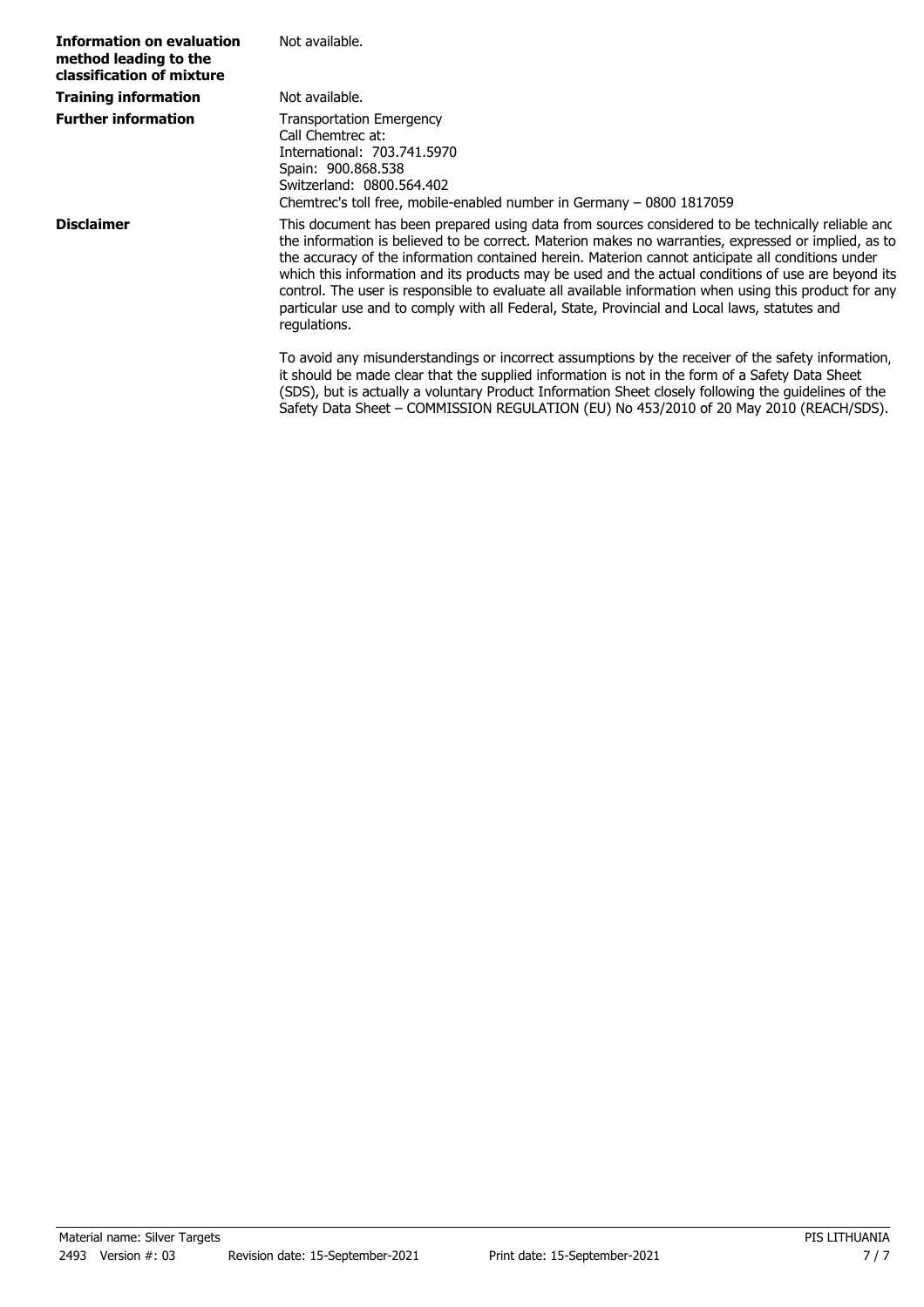**Information on evaluation method leading to the classification of mixture**

Not available.

**Training information**

Not available.

**Further information**

Transportation Emergency
Call Chemtrec at:
International: 703.741.5970
Spain: 900.868.538
Switzerland: 0800.564.402
Chemtrec's toll free, mobile-enabled number in Germany – 0800 1817059

**Disclaimer**

This document has been prepared using data from sources considered to be technically reliable and the information is believed to be correct. Materion makes no warranties, expressed or implied, as to the accuracy of the information contained herein. Materion cannot anticipate all conditions under which this information and its products may be used and the actual conditions of use are beyond its control. The user is responsible to evaluate all available information when using this product for any particular use and to comply with all Federal, State, Provincial and Local laws, statutes and regulations.

To avoid any misunderstandings or incorrect assumptions by the receiver of the safety information, it should be made clear that the supplied information is not in the form of a Safety Data Sheet (SDS), but is actually a voluntary Product Information Sheet closely following the guidelines of the Safety Data Sheet – COMMISSION REGULATION (EU) No 453/2010 of 20 May 2010 (REACH/SDS).